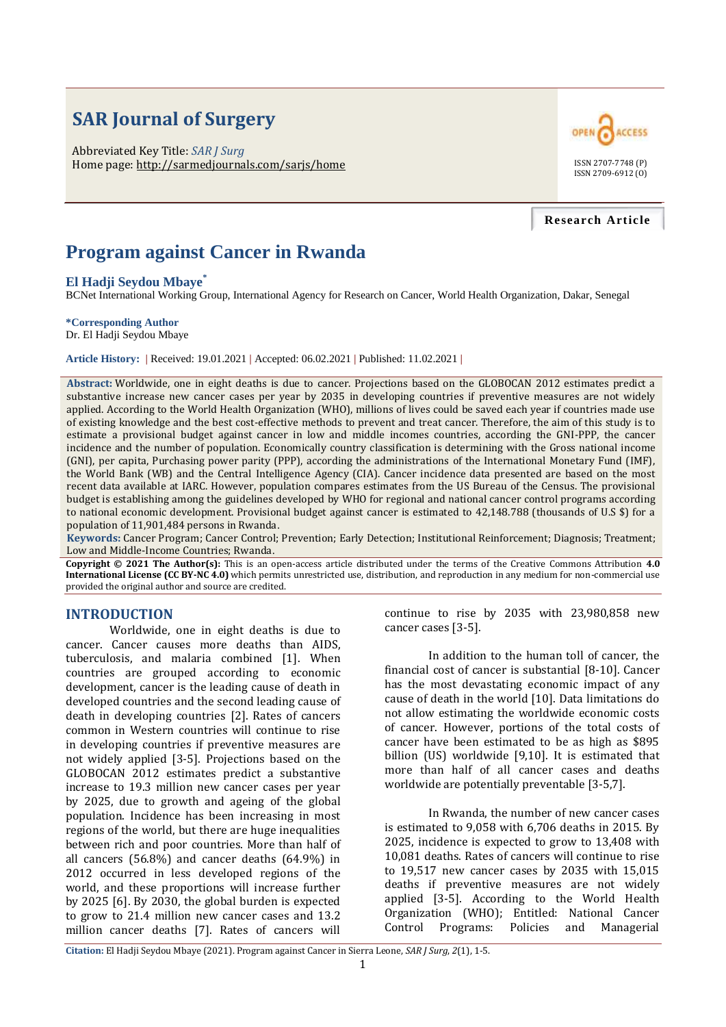SAR Journal of Surgery

Abbreviated Key Title: *SAR J Surg*
Home page: http://sarmedjournals.com/sarjs/home

ISSN 2707-7748 (P)
ISSN 2709-6912 (O)

**Research Article**

# Program against Cancer in Rwanda

**El Hadji Seydou Mbaye***

BCNet International Working Group, International Agency for Research on Cancer, World Health Organization, Dakar, Senegal

**\*Corresponding Author**
Dr. El Hadji Seydou Mbaye

**Article History:** | Received: 19.01.2021 | Accepted: 06.02.2021 | Published: 11.02.2021 |

**Abstract:** Worldwide, one in eight deaths is due to cancer. Projections based on the GLOBOCAN 2012 estimates predict a substantive increase new cancer cases per year by 2035 in developing countries if preventive measures are not widely applied. According to the World Health Organization (WHO), millions of lives could be saved each year if countries made use of existing knowledge and the best cost-effective methods to prevent and treat cancer. Therefore, the aim of this study is to estimate a provisional budget against cancer in low and middle incomes countries, according the GNI-PPP, the cancer incidence and the number of population. Economically country classification is determining with the Gross national income (GNI), per capita, Purchasing power parity (PPP), according the administrations of the International Monetary Fund (IMF), the World Bank (WB) and the Central Intelligence Agency (CIA). Cancer incidence data presented are based on the most recent data available at IARC. However, population compares estimates from the US Bureau of the Census. The provisional budget is establishing among the guidelines developed by WHO for regional and national cancer control programs according to national economic development. Provisional budget against cancer is estimated to 42,148.788 (thousands of U.S $) for a population of 11,901,484 persons in Rwanda.

**Keywords:** Cancer Program; Cancer Control; Prevention; Early Detection; Institutional Reinforcement; Diagnosis; Treatment; Low and Middle-Income Countries; Rwanda.

**Copyright © 2021 The Author(s):** This is an open-access article distributed under the terms of the Creative Commons Attribution **4.0 International License (CC BY-NC 4.0)** which permits unrestricted use, distribution, and reproduction in any medium for non-commercial use provided the original author and source are credited.

## INTRODUCTION

Worldwide, one in eight deaths is due to cancer. Cancer causes more deaths than AIDS, tuberculosis, and malaria combined [1]. When countries are grouped according to economic development, cancer is the leading cause of death in developed countries and the second leading cause of death in developing countries [2]. Rates of cancers common in Western countries will continue to rise in developing countries if preventive measures are not widely applied [3-5]. Projections based on the GLOBOCAN 2012 estimates predict a substantive increase to 19.3 million new cancer cases per year by 2025, due to growth and ageing of the global population. Incidence has been increasing in most regions of the world, but there are huge inequalities between rich and poor countries. More than half of all cancers (56.8%) and cancer deaths (64.9%) in 2012 occurred in less developed regions of the world, and these proportions will increase further by 2025 [6]. By 2030, the global burden is expected to grow to 21.4 million new cancer cases and 13.2 million cancer deaths [7]. Rates of cancers will continue to rise by 2035 with 23,980,858 new cancer cases [3-5].

In addition to the human toll of cancer, the financial cost of cancer is substantial [8-10]. Cancer has the most devastating economic impact of any cause of death in the world [10]. Data limitations do not allow estimating the worldwide economic costs of cancer. However, portions of the total costs of cancer have been estimated to be as high as $895 billion (US) worldwide [9,10]. It is estimated that more than half of all cancer cases and deaths worldwide are potentially preventable [3-5,7].

In Rwanda, the number of new cancer cases is estimated to 9,058 with 6,706 deaths in 2015. By 2025, incidence is expected to grow to 13,408 with 10,081 deaths. Rates of cancers will continue to rise to 19,517 new cancer cases by 2035 with 15,015 deaths if preventive measures are not widely applied [3-5]. According to the World Health Organization (WHO); Entitled: National Cancer Control Programs: Policies and Managerial

**Citation:** El Hadji Seydou Mbaye (2021). Program against Cancer in Sierra Leone, *SAR J Surg*, *2*(1), 1-5.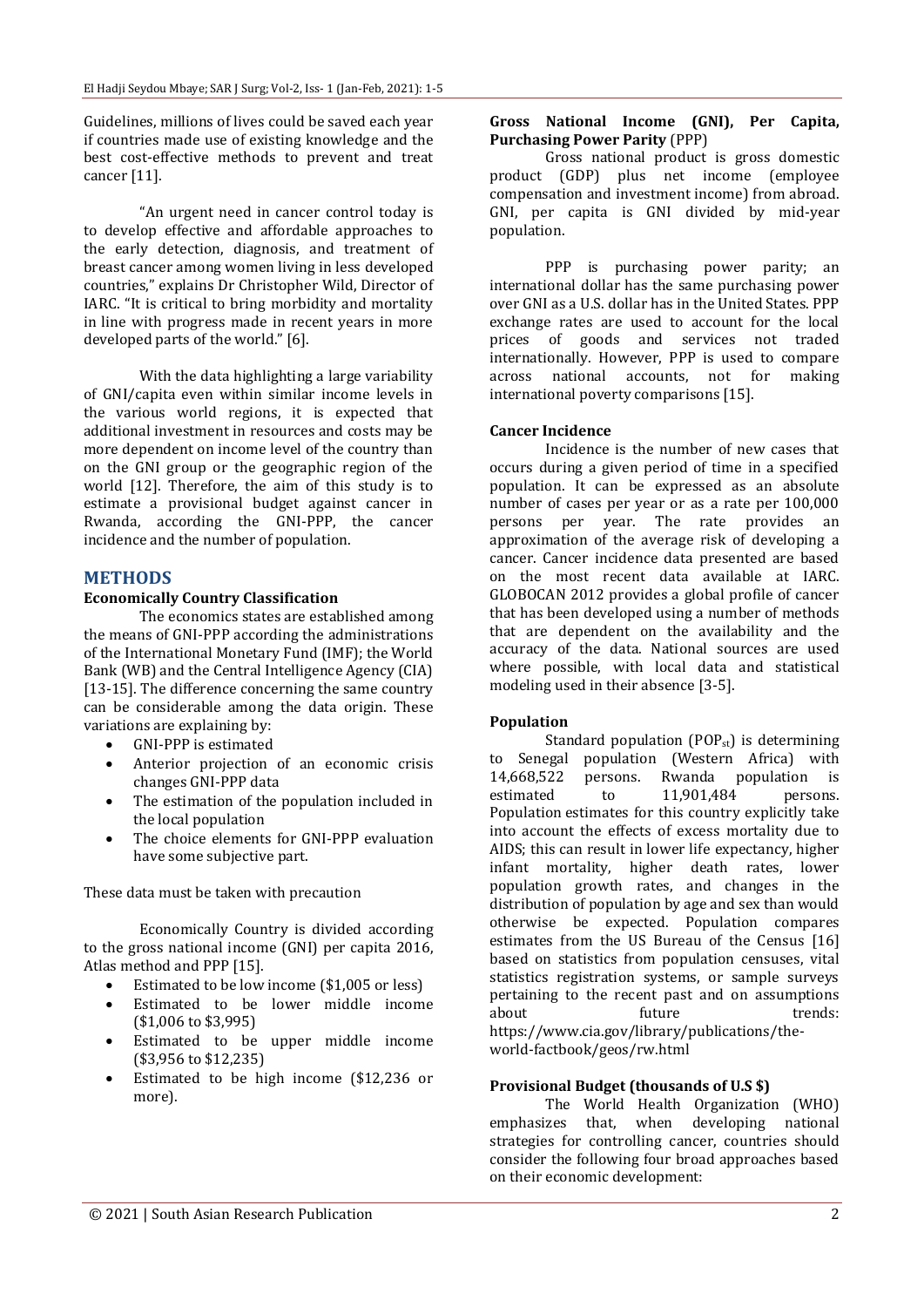Guidelines, millions of lives could be saved each year if countries made use of existing knowledge and the best cost-effective methods to prevent and treat cancer [11].

"An urgent need in cancer control today is to develop effective and affordable approaches to the early detection, diagnosis, and treatment of breast cancer among women living in less developed countries," explains Dr Christopher Wild, Director of IARC. "It is critical to bring morbidity and mortality in line with progress made in recent years in more developed parts of the world." [6].

With the data highlighting a large variability of GNI/capita even within similar income levels in the various world regions, it is expected that additional investment in resources and costs may be more dependent on income level of the country than on the GNI group or the geographic region of the world [12]. Therefore, the aim of this study is to estimate a provisional budget against cancer in Rwanda, according the GNI-PPP, the cancer incidence and the number of population.

## METHODS

### Economically Country Classification

The economics states are established among the means of GNI-PPP according the administrations of the International Monetary Fund (IMF); the World Bank (WB) and the Central Intelligence Agency (CIA) [13-15]. The difference concerning the same country can be considerable among the data origin. These variations are explaining by:

- GNI-PPP is estimated
- Anterior projection of an economic crisis changes GNI-PPP data
- The estimation of the population included in the local population
- The choice elements for GNI-PPP evaluation have some subjective part.

These data must be taken with precaution

Economically Country is divided according to the gross national income (GNI) per capita 2016, Atlas method and PPP [15].

- Estimated to be low income ($1,005 or less)
- Estimated to be lower middle income ($1,006 to $3,995)
- Estimated to be upper middle income ($3,956 to $12,235)
- Estimated to be high income ($12,236 or more).

### Gross National Income (GNI), Per Capita, Purchasing Power Parity (PPP)

Gross national product is gross domestic product (GDP) plus net income (employee compensation and investment income) from abroad. GNI, per capita is GNI divided by mid-year population.

PPP is purchasing power parity; an international dollar has the same purchasing power over GNI as a U.S. dollar has in the United States. PPP exchange rates are used to account for the local prices of goods and services not traded internationally. However, PPP is used to compare across national accounts, not for making international poverty comparisons [15].

### Cancer Incidence

Incidence is the number of new cases that occurs during a given period of time in a specified population. It can be expressed as an absolute number of cases per year or as a rate per 100,000 persons per year. The rate provides an approximation of the average risk of developing a cancer. Cancer incidence data presented are based on the most recent data available at IARC. GLOBOCAN 2012 provides a global profile of cancer that has been developed using a number of methods that are dependent on the availability and the accuracy of the data. National sources are used where possible, with local data and statistical modeling used in their absence [3-5].

### Population

Standard population ($POP_{st}$) is determining to Senegal population (Western Africa) with 14,668,522 persons. Rwanda population is estimated to 11,901,484 persons. Population estimates for this country explicitly take into account the effects of excess mortality due to AIDS; this can result in lower life expectancy, higher infant mortality, higher death rates, lower population growth rates, and changes in the distribution of population by age and sex than would otherwise be expected. Population compares estimates from the US Bureau of the Census [16] based on statistics from population censuses, vital statistics registration systems, or sample surveys pertaining to the recent past and on assumptions about future trends: https://www.cia.gov/library/publications/the-world-factbook/geos/rw.html

### Provisional Budget (thousands of U.S $)

The World Health Organization (WHO) emphasizes that, when developing national strategies for controlling cancer, countries should consider the following four broad approaches based on their economic development: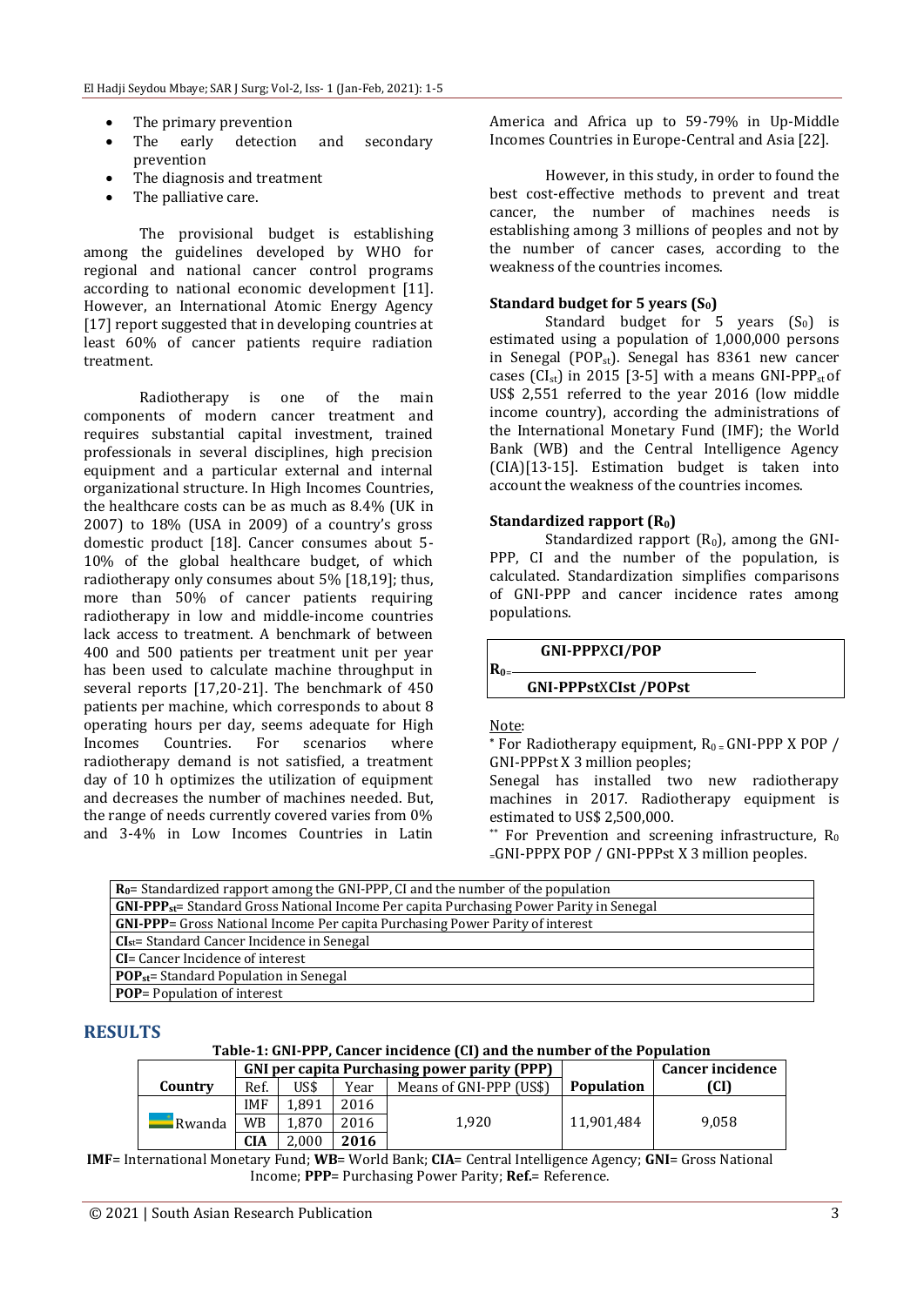- The primary prevention
- The early detection and secondary prevention
- The diagnosis and treatment
- The palliative care.

The provisional budget is establishing among the guidelines developed by WHO for regional and national cancer control programs according to national economic development [11]. However, an International Atomic Energy Agency [17] report suggested that in developing countries at least 60% of cancer patients require radiation treatment.

Radiotherapy is one of the main components of modern cancer treatment and requires substantial capital investment, trained professionals in several disciplines, high precision equipment and a particular external and internal organizational structure. In High Incomes Countries, the healthcare costs can be as much as 8.4% (UK in 2007) to 18% (USA in 2009) of a country's gross domestic product [18]. Cancer consumes about 5-10% of the global healthcare budget, of which radiotherapy only consumes about 5% [18,19]; thus, more than 50% of cancer patients requiring radiotherapy in low and middle-income countries lack access to treatment. A benchmark of between 400 and 500 patients per treatment unit per year has been used to calculate machine throughput in several reports [17,20-21]. The benchmark of 450 patients per machine, which corresponds to about 8 operating hours per day, seems adequate for High Incomes Countries. For scenarios where radiotherapy demand is not satisfied, a treatment day of 10 h optimizes the utilization of equipment and decreases the number of machines needed. But, the range of needs currently covered varies from 0% and 3-4% in Low Incomes Countries in Latin America and Africa up to 59-79% in Up-Middle Incomes Countries in Europe-Central and Asia [22].

However, in this study, in order to found the best cost-effective methods to prevent and treat cancer, the number of machines needs is establishing among 3 millions of peoples and not by the number of cancer cases, according to the weakness of the countries incomes.

**Standard budget for 5 years ($S_0$)**

Standard budget for 5 years ($S_0$) is estimated using a population of 1,000,000 persons in Senegal ($POP_{st}$). Senegal has 8361 new cancer cases ($CI_{st}$) in 2015 [3-5] with a means GNI-$PPP_{st}$ of US$ 2,551 referred to the year 2016 (low middle income country), according the administrations of the International Monetary Fund (IMF); the World Bank (WB) and the Central Intelligence Agency (CIA)[13-15]. Estimation budget is taken into account the weakness of the countries incomes.

**Standardized rapport ($R_0$)**

Standardized rapport ($R_0$), among the GNI-PPP, CI and the number of the population, is calculated. Standardization simplifies comparisons of GNI-PPP and cancer incidence rates among populations.

$$R_0 = \frac{\textbf{GNI-PPP} \times \textbf{CI/POP}}{\textbf{GNI-PPPst} \times \textbf{CIst /POPst}}$$

Note:

\* For Radiotherapy equipment, $R_0$ = GNI-PPP X POP / GNI-PPPst X 3 million peoples;

Senegal has installed two new radiotherapy machines in 2017. Radiotherapy equipment is estimated to US$ 2,500,000.

\*\* For Prevention and screening infrastructure, $R_0$ =GNI-PPPX POP / GNI-PPPst X 3 million peoples.

| |
|---|
| **$R_0$**= Standardized rapport among the GNI-PPP, CI and the number of the population |
| **GNI-$PPP_{st}$**= Standard Gross National Income Per capita Purchasing Power Parity in Senegal |
| **GNI-PPP**= Gross National Income Per capita Purchasing Power Parity of interest |
| **$CI_{st}$**= Standard Cancer Incidence in Senegal |
| **CI**= Cancer Incidence of interest |
| **$POP_{st}$**= Standard Population in Senegal |
| **POP**= Population of interest |

## RESULTS

**Table-1: GNI-PPP, Cancer incidence (CI) and the number of the Population**

| Country | GNI per capita Purchasing power parity (PPP) | | | | Population | Cancer incidence (CI) |
|---|---|---|---|---|---|---|
| | Ref. | US$ | Year | Means of GNI-PPP (US$) | | |
| Rwanda | IMF | 1,891 | 2016 | 1,920 | 11,901,484 | 9,058 |
| | WB | 1,870 | 2016 | | | |
| | **CIA** | 2,000 | **2016** | | | |

**IMF**= International Monetary Fund; **WB**= World Bank; **CIA**= Central Intelligence Agency; **GNI**= Gross National Income; **PPP**= Purchasing Power Parity; **Ref.**= Reference.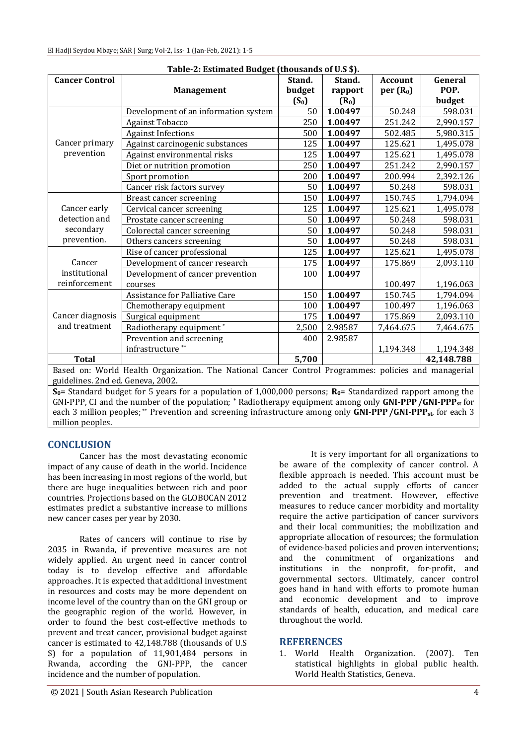Table-2: Estimated Budget (thousands of U.S $).

| Cancer Control | Management | Stand. budget ($S_0$) | Stand. rapport ($R_0$) | Account per ($R_0$) | General POP. budget |
|---|---|---|---|---|---|
| Cancer primary prevention | Development of an information system | 50 | **1.00497** | 50.248 | 598.031 |
| | Against Tobacco | 250 | **1.00497** | 251.242 | 2,990.157 |
| | Against Infections | 500 | **1.00497** | 502.485 | 5,980.315 |
| | Against carcinogenic substances | 125 | **1.00497** | 125.621 | 1,495.078 |
| | Against environmental risks | 125 | **1.00497** | 125.621 | 1,495.078 |
| | Diet or nutrition promotion | 250 | **1.00497** | 251.242 | 2,990.157 |
| | Sport promotion | 200 | **1.00497** | 200.994 | 2,392.126 |
| | Cancer risk factors survey | 50 | **1.00497** | 50.248 | 598.031 |
| Cancer early detection and secondary prevention. | Breast cancer screening | 150 | **1.00497** | 150.745 | 1,794.094 |
| | Cervical cancer screening | 125 | **1.00497** | 125.621 | 1,495.078 |
| | Prostate cancer screening | 50 | **1.00497** | 50.248 | 598.031 |
| | Colorectal cancer screening | 50 | **1.00497** | 50.248 | 598.031 |
| | Others cancers screening | 50 | **1.00497** | 50.248 | 598.031 |
| Cancer institutional reinforcement | Rise of cancer professional | 125 | **1.00497** | 125.621 | 1,495.078 |
| | Development of cancer research | 175 | **1.00497** | 175.869 | 2,093.110 |
| | Development of cancer prevention courses | 100 | **1.00497** | 100.497 | 1,196.063 |
| Cancer diagnosis and treatment | Assistance for Palliative Care | 150 | **1.00497** | 150.745 | 1,794.094 |
| | Chemotherapy equipment | 100 | **1.00497** | 100.497 | 1,196.063 |
| | Surgical equipment | 175 | **1.00497** | 175.869 | 2,093.110 |
| | Radiotherapy equipment * | 2,500 | 2.98587 | 7,464.675 | 7,464.675 |
| | Prevention and screening infrastructure ** | 400 | 2.98587 | 1,194.348 | 1,194.348 |
| **Total** | | **5,700** | | | **42,148.788** |

Based on: World Health Organization. The National Cancer Control Programmes: policies and managerial guidelines. 2nd ed. Geneva, 2002.

**$S_0$**= Standard budget for 5 years for a population of 1,000,000 persons; **$R_0$**= Standardized rapport among the GNI-PPP, CI and the number of the population; * Radiotherapy equipment among only **GNI-PPP /GNI-PPP$_{st}$** for each 3 million peoples; ** Prevention and screening infrastructure among only **GNI-PPP /GNI-PPP$_{st}$**, for each 3 million peoples.

## CONCLUSION

Cancer has the most devastating economic impact of any cause of death in the world. Incidence has been increasing in most regions of the world, but there are huge inequalities between rich and poor countries. Projections based on the GLOBOCAN 2012 estimates predict a substantive increase to millions new cancer cases per year by 2030.

Rates of cancers will continue to rise by 2035 in Rwanda, if preventive measures are not widely applied. An urgent need in cancer control today is to develop effective and affordable approaches. It is expected that additional investment in resources and costs may be more dependent on income level of the country than on the GNI group or the geographic region of the world. However, in order to found the best cost-effective methods to prevent and treat cancer, provisional budget against cancer is estimated to 42,148.788 (thousands of U.S $) for a population of 11,901,484 persons in Rwanda, according the GNI-PPP, the cancer incidence and the number of population.

It is very important for all organizations to be aware of the complexity of cancer control. A flexible approach is needed. This account must be added to the actual supply efforts of cancer prevention and treatment. However, effective measures to reduce cancer morbidity and mortality require the active participation of cancer survivors and their local communities; the mobilization and appropriate allocation of resources; the formulation of evidence-based policies and proven interventions; and the commitment of organizations and institutions in the nonprofit, for-profit, and governmental sectors. Ultimately, cancer control goes hand in hand with efforts to promote human and economic development and to improve standards of health, education, and medical care throughout the world.

## REFERENCES

1. World Health Organization. (2007). Ten statistical highlights in global public health. World Health Statistics, Geneva.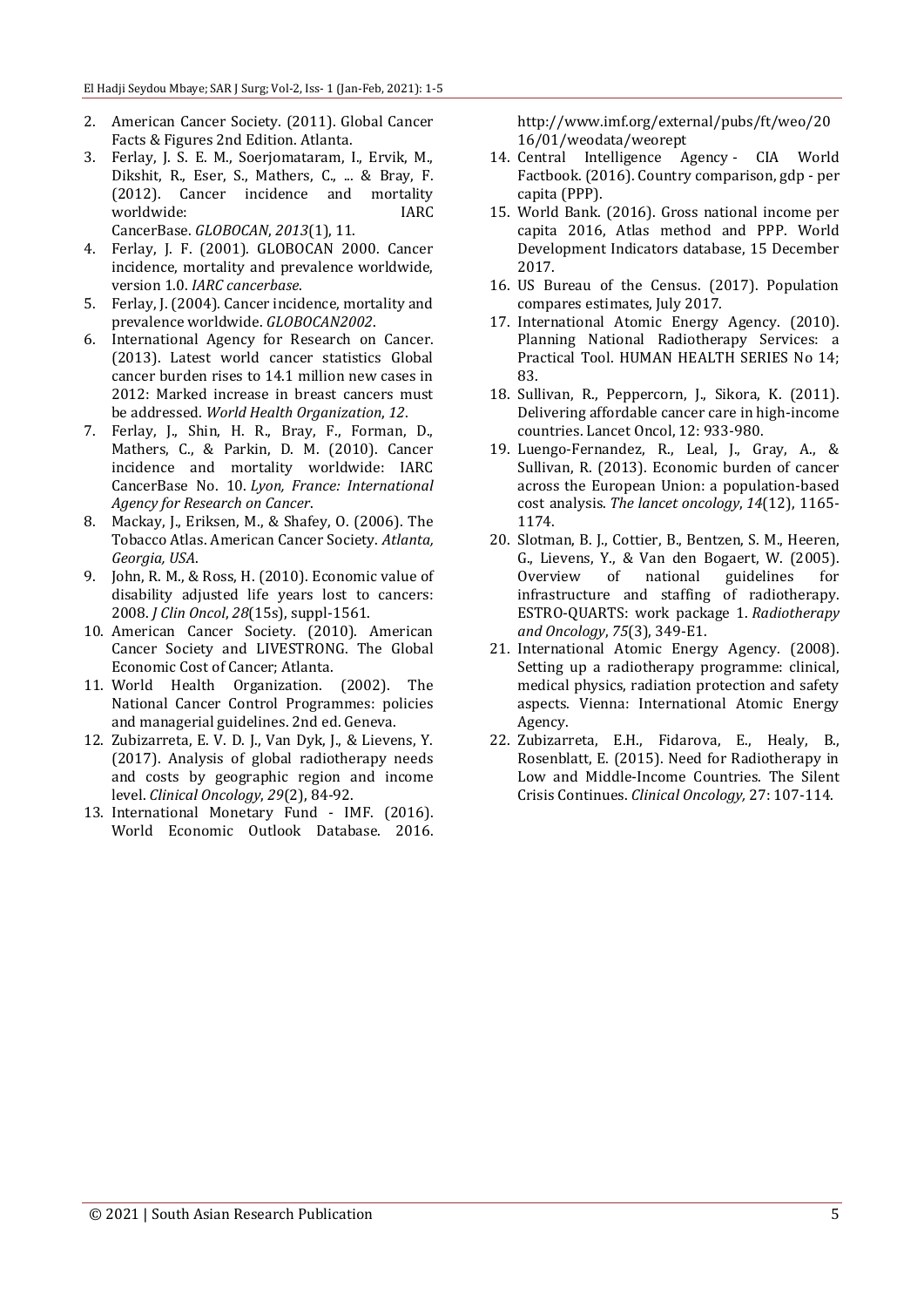2. American Cancer Society. (2011). Global Cancer Facts & Figures 2nd Edition. Atlanta.
3. Ferlay, J. S. E. M., Soerjomataram, I., Ervik, M., Dikshit, R., Eser, S., Mathers, C., ... & Bray, F. (2012). Cancer incidence and mortality worldwide: IARC CancerBase. *GLOBOCAN*, *2013*(1), 11.
4. Ferlay, J. F. (2001). GLOBOCAN 2000. Cancer incidence, mortality and prevalence worldwide, version 1.0. *IARC cancerbase*.
5. Ferlay, J. (2004). Cancer incidence, mortality and prevalence worldwide. *GLOBOCAN2002*.
6. International Agency for Research on Cancer. (2013). Latest world cancer statistics Global cancer burden rises to 14.1 million new cases in 2012: Marked increase in breast cancers must be addressed. *World Health Organization*, *12*.
7. Ferlay, J., Shin, H. R., Bray, F., Forman, D., Mathers, C., & Parkin, D. M. (2010). Cancer incidence and mortality worldwide: IARC CancerBase No. 10. *Lyon, France: International Agency for Research on Cancer*.
8. Mackay, J., Eriksen, M., & Shafey, O. (2006). The Tobacco Atlas. American Cancer Society. *Atlanta, Georgia, USA*.
9. John, R. M., & Ross, H. (2010). Economic value of disability adjusted life years lost to cancers: 2008. *J Clin Oncol*, *28*(15s), suppl-1561.
10. American Cancer Society. (2010). American Cancer Society and LIVESTRONG. The Global Economic Cost of Cancer; Atlanta.
11. World Health Organization. (2002). The National Cancer Control Programmes: policies and managerial guidelines. 2nd ed. Geneva.
12. Zubizarreta, E. V. D. J., Van Dyk, J., & Lievens, Y. (2017). Analysis of global radiotherapy needs and costs by geographic region and income level. *Clinical Oncology*, *29*(2), 84-92.
13. International Monetary Fund - IMF. (2016). World Economic Outlook Database. 2016. http://www.imf.org/external/pubs/ft/weo/2016/01/weodata/weorept
14. Central Intelligence Agency - CIA World Factbook. (2016). Country comparison, gdp - per capita (PPP).
15. World Bank. (2016). Gross national income per capita 2016, Atlas method and PPP. World Development Indicators database, 15 December 2017.
16. US Bureau of the Census. (2017). Population compares estimates, July 2017.
17. International Atomic Energy Agency. (2010). Planning National Radiotherapy Services: a Practical Tool. HUMAN HEALTH SERIES No 14; 83.
18. Sullivan, R., Peppercorn, J., Sikora, K. (2011). Delivering affordable cancer care in high-income countries. Lancet Oncol, 12: 933-980.
19. Luengo-Fernandez, R., Leal, J., Gray, A., & Sullivan, R. (2013). Economic burden of cancer across the European Union: a population-based cost analysis. *The lancet oncology*, *14*(12), 1165-1174.
20. Slotman, B. J., Cottier, B., Bentzen, S. M., Heeren, G., Lievens, Y., & Van den Bogaert, W. (2005). Overview of national guidelines for infrastructure and staffing of radiotherapy. ESTRO-QUARTS: work package 1. *Radiotherapy and Oncology*, *75*(3), 349-E1.
21. International Atomic Energy Agency. (2008). Setting up a radiotherapy programme: clinical, medical physics, radiation protection and safety aspects. Vienna: International Atomic Energy Agency.
22. Zubizarreta, E.H., Fidarova, E., Healy, B., Rosenblatt, E. (2015). Need for Radiotherapy in Low and Middle-Income Countries. The Silent Crisis Continues. *Clinical Oncology,* 27: 107-114.